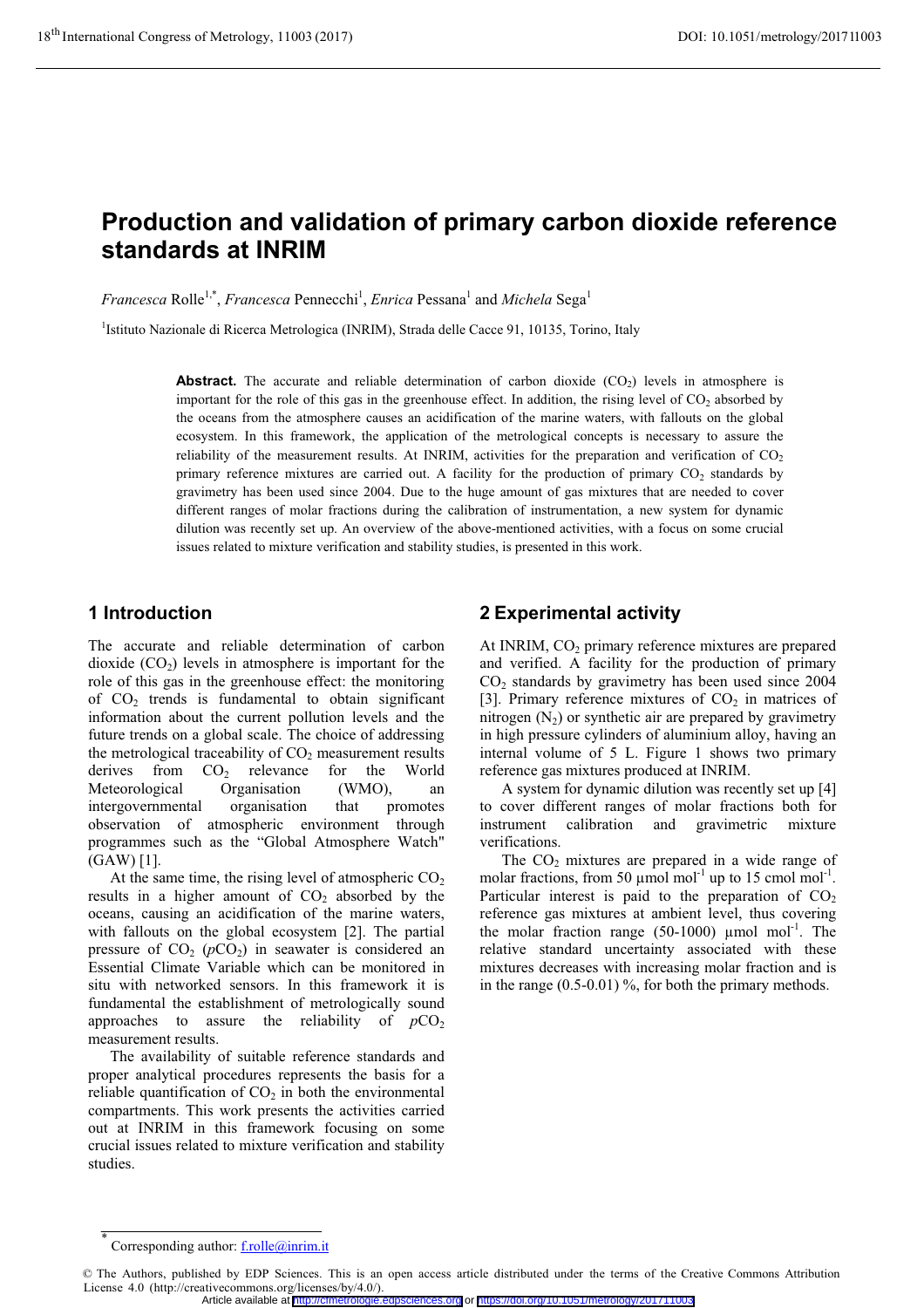# Production and validation of primary carbon dioxide reference standards at INRIM

*Francesca* Rolle[1,*], *Francesca* Pennecchi[1], *Enrica* Pessana[1] and *Michela* Sega[1]

[1]Istituto Nazionale di Ricerca Metrologica (INRIM), Strada delle Cacce 91, 10135, Torino, Italy

**Abstract.** The accurate and reliable determination of carbon dioxide ($CO_2$) levels in atmosphere is important for the role of this gas in the greenhouse effect. In addition, the rising level of $CO_2$ absorbed by the oceans from the atmosphere causes an acidification of the marine waters, with fallouts on the global ecosystem. In this framework, the application of the metrological concepts is necessary to assure the reliability of the measurement results. At INRIM, activities for the preparation and verification of $CO_2$ primary reference mixtures are carried out. A facility for the production of primary $CO_2$ standards by gravimetry has been used since 2004. Due to the huge amount of gas mixtures that are needed to cover different ranges of molar fractions during the calibration of instrumentation, a new system for dynamic dilution was recently set up. An overview of the above-mentioned activities, with a focus on some crucial issues related to mixture verification and stability studies, is presented in this work.

## 1 Introduction

The accurate and reliable determination of carbon dioxide ($CO_2$) levels in atmosphere is important for the role of this gas in the greenhouse effect: the monitoring of $CO_2$ trends is fundamental to obtain significant information about the current pollution levels and the future trends on a global scale. The choice of addressing the metrological traceability of $CO_2$ measurement results derives from $CO_2$ relevance for the World Meteorological Organisation (WMO), an intergovernmental organisation that promotes observation of atmospheric environment through programmes such as the "Global Atmosphere Watch" (GAW) [1].

At the same time, the rising level of atmospheric $CO_2$ results in a higher amount of $CO_2$ absorbed by the oceans, causing an acidification of the marine waters, with fallouts on the global ecosystem [2]. The partial pressure of $CO_2$ ($pCO_2$) in seawater is considered an Essential Climate Variable which can be monitored in situ with networked sensors. In this framework it is fundamental the establishment of metrologically sound approaches to assure the reliability of $pCO_2$ measurement results.

The availability of suitable reference standards and proper analytical procedures represents the basis for a reliable quantification of $CO_2$ in both the environmental compartments. This work presents the activities carried out at INRIM in this framework focusing on some crucial issues related to mixture verification and stability studies.

## 2 Experimental activity

At INRIM, $CO_2$ primary reference mixtures are prepared and verified. A facility for the production of primary $CO_2$ standards by gravimetry has been used since 2004 [3]. Primary reference mixtures of $CO_2$ in matrices of nitrogen ($N_2$) or synthetic air are prepared by gravimetry in high pressure cylinders of aluminium alloy, having an internal volume of 5 L. Figure 1 shows two primary reference gas mixtures produced at INRIM.

A system for dynamic dilution was recently set up [4] to cover different ranges of molar fractions both for instrument calibration and gravimetric mixture verifications.

The $CO_2$ mixtures are prepared in a wide range of molar fractions, from 50 µmol mol$^{-1}$ up to 15 cmol mol$^{-1}$. Particular interest is paid to the preparation of $CO_2$ reference gas mixtures at ambient level, thus covering the molar fraction range (50-1000) µmol mol$^{-1}$. The relative standard uncertainty associated with these mixtures decreases with increasing molar fraction and is in the range (0.5-0.01) %, for both the primary methods.

* Corresponding author: f.rolle@inrim.it

© The Authors, published by EDP Sciences. This is an open access article distributed under the terms of the Creative Commons Attribution License 4.0 (http://creativecommons.org/licenses/by/4.0/).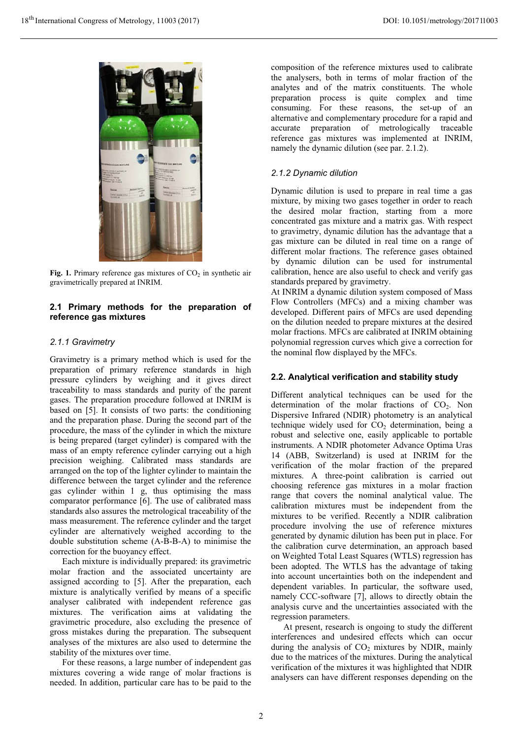**Fig. 1.** Primary reference gas mixtures of $CO_2$ in synthetic air gravimetrically prepared at INRIM.

### 2.1 Primary methods for the preparation of reference gas mixtures

#### *2.1.1 Gravimetry*

Gravimetry is a primary method which is used for the preparation of primary reference standards in high pressure cylinders by weighing and it gives direct traceability to mass standards and purity of the parent gases. The preparation procedure followed at INRIM is based on [5]. It consists of two parts: the conditioning and the preparation phase. During the second part of the procedure, the mass of the cylinder in which the mixture is being prepared (target cylinder) is compared with the mass of an empty reference cylinder carrying out a high precision weighing. Calibrated mass standards are arranged on the top of the lighter cylinder to maintain the difference between the target cylinder and the reference gas cylinder within 1 g, thus optimising the mass comparator performance [6]. The use of calibrated mass standards also assures the metrological traceability of the mass measurement. The reference cylinder and the target cylinder are alternatively weighed according to the double substitution scheme (A-B-B-A) to minimise the correction for the buoyancy effect.

Each mixture is individually prepared: its gravimetric molar fraction and the associated uncertainty are assigned according to [5]. After the preparation, each mixture is analytically verified by means of a specific analyser calibrated with independent reference gas mixtures. The verification aims at validating the gravimetric procedure, also excluding the presence of gross mistakes during the preparation. The subsequent analyses of the mixtures are also used to determine the stability of the mixtures over time.

For these reasons, a large number of independent gas mixtures covering a wide range of molar fractions is needed. In addition, particular care has to be paid to the composition of the reference mixtures used to calibrate the analysers, both in terms of molar fraction of the analytes and of the matrix constituents. The whole preparation process is quite complex and time consuming. For these reasons, the set-up of an alternative and complementary procedure for a rapid and accurate preparation of metrologically traceable reference gas mixtures was implemented at INRIM, namely the dynamic dilution (see par. 2.1.2).

#### *2.1.2 Dynamic dilution*

Dynamic dilution is used to prepare in real time a gas mixture, by mixing two gases together in order to reach the desired molar fraction, starting from a more concentrated gas mixture and a matrix gas. With respect to gravimetry, dynamic dilution has the advantage that a gas mixture can be diluted in real time on a range of different molar fractions. The reference gases obtained by dynamic dilution can be used for instrumental calibration, hence are also useful to check and verify gas standards prepared by gravimetry.

At INRIM a dynamic dilution system composed of Mass Flow Controllers (MFCs) and a mixing chamber was developed. Different pairs of MFCs are used depending on the dilution needed to prepare mixtures at the desired molar fractions. MFCs are calibrated at INRIM obtaining polynomial regression curves which give a correction for the nominal flow displayed by the MFCs.

### 2.2. Analytical verification and stability study

Different analytical techniques can be used for the determination of the molar fractions of $CO_2$. Non Dispersive Infrared (NDIR) photometry is an analytical technique widely used for $CO_2$ determination, being a robust and selective one, easily applicable to portable instruments. A NDIR photometer Advance Optima Uras 14 (ABB, Switzerland) is used at INRIM for the verification of the molar fraction of the prepared mixtures. A three-point calibration is carried out choosing reference gas mixtures in a molar fraction range that covers the nominal analytical value. The calibration mixtures must be independent from the mixtures to be verified. Recently a NDIR calibration procedure involving the use of reference mixtures generated by dynamic dilution has been put in place. For the calibration curve determination, an approach based on Weighted Total Least Squares (WTLS) regression has been adopted. The WTLS has the advantage of taking into account uncertainties both on the independent and dependent variables. In particular, the software used, namely CCC-software [7], allows to directly obtain the analysis curve and the uncertainties associated with the regression parameters.

At present, research is ongoing to study the different interferences and undesired effects which can occur during the analysis of $CO_2$ mixtures by NDIR, mainly due to the matrices of the mixtures. During the analytical verification of the mixtures it was highlighted that NDIR analysers can have different responses depending on the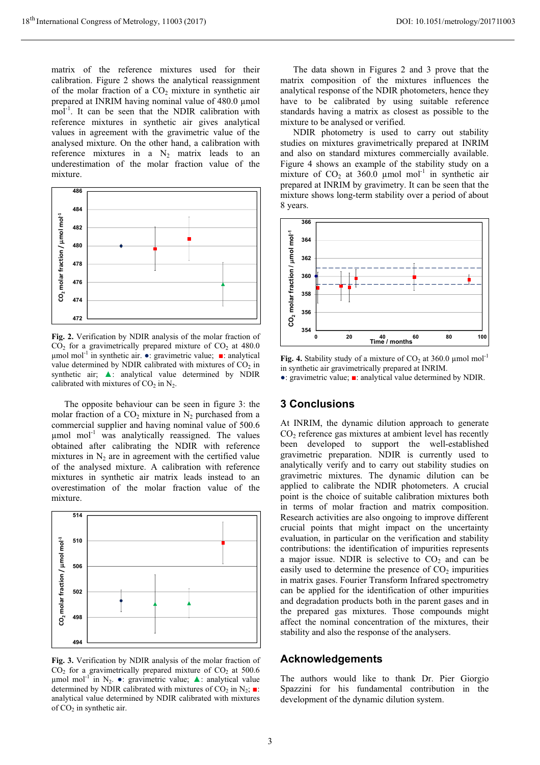matrix of the reference mixtures used for their calibration. Figure 2 shows the analytical reassignment of the molar fraction of a $CO_2$ mixture in synthetic air prepared at INRIM having nominal value of 480.0 µmol mol$^{-1}$. It can be seen that the NDIR calibration with reference mixtures in synthetic air gives analytical values in agreement with the gravimetric value of the analysed mixture. On the other hand, a calibration with reference mixtures in a $N_2$ matrix leads to an underestimation of the molar fraction value of the mixture.

**Fig. 2.** Verification by NDIR analysis of the molar fraction of $CO_2$ for a gravimetrically prepared mixture of $CO_2$ at 480.0 µmol mol$^{-1}$ in synthetic air. ●: gravimetric value; ■: analytical value determined by NDIR calibrated with mixtures of $CO_2$ in synthetic air; ▲: analytical value determined by NDIR calibrated with mixtures of $CO_2$ in $N_2$.

The opposite behaviour can be seen in figure 3: the molar fraction of a $CO_2$ mixture in $N_2$ purchased from a commercial supplier and having nominal value of 500.6 µmol mol$^{-1}$ was analytically reassigned. The values obtained after calibrating the NDIR with reference mixtures in $N_2$ are in agreement with the certified value of the analysed mixture. A calibration with reference mixtures in synthetic air matrix leads instead to an overestimation of the molar fraction value of the mixture.

**Fig. 3.** Verification by NDIR analysis of the molar fraction of $CO_2$ for a gravimetrically prepared mixture of $CO_2$ at 500.6 µmol mol$^{-1}$ in $N_2$. ●: gravimetric value; ▲: analytical value determined by NDIR calibrated with mixtures of $CO_2$ in $N_2$; ■: analytical value determined by NDIR calibrated with mixtures of $CO_2$ in synthetic air.

The data shown in Figures 2 and 3 prove that the matrix composition of the mixtures influences the analytical response of the NDIR photometers, hence they have to be calibrated by using suitable reference standards having a matrix as closest as possible to the mixture to be analysed or verified.

NDIR photometry is used to carry out stability studies on mixtures gravimetrically prepared at INRIM and also on standard mixtures commercially available. Figure 4 shows an example of the stability study on a mixture of $CO_2$ at 360.0 µmol mol$^{-1}$ in synthetic air prepared at INRIM by gravimetry. It can be seen that the mixture shows long-term stability over a period of about 8 years.

**Fig. 4.** Stability study of a mixture of $CO_2$ at 360.0 µmol mol$^{-1}$ in synthetic air gravimetrically prepared at INRIM.
●: gravimetric value; ■: analytical value determined by NDIR.

## 3 Conclusions

At INRIM, the dynamic dilution approach to generate $CO_2$ reference gas mixtures at ambient level has recently been developed to support the well-established gravimetric preparation. NDIR is currently used to analytically verify and to carry out stability studies on gravimetric mixtures. The dynamic dilution can be applied to calibrate the NDIR photometers. A crucial point is the choice of suitable calibration mixtures both in terms of molar fraction and matrix composition. Research activities are also ongoing to improve different crucial points that might impact on the uncertainty evaluation, in particular on the verification and stability contributions: the identification of impurities represents a major issue. NDIR is selective to $CO_2$ and can be easily used to determine the presence of $CO_2$ impurities in matrix gases. Fourier Transform Infrared spectrometry can be applied for the identification of other impurities and degradation products both in the parent gases and in the prepared gas mixtures. Those compounds might affect the nominal concentration of the mixtures, their stability and also the response of the analysers.

## Acknowledgements

The authors would like to thank Dr. Pier Giorgio Spazzini for his fundamental contribution in the development of the dynamic dilution system.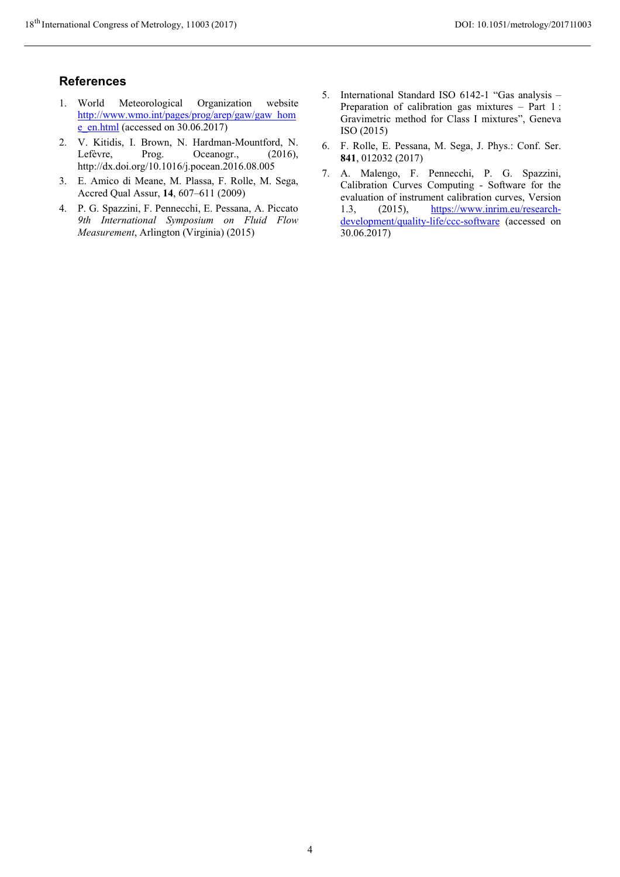## References

1. World Meteorological Organization website http://www.wmo.int/pages/prog/arep/gaw/gaw_home_en.html (accessed on 30.06.2017)
2. V. Kitidis, I. Brown, N. Hardman-Mountford, N. Lefèvre, Prog. Oceanogr., (2016), http://dx.doi.org/10.1016/j.pocean.2016.08.005
3. E. Amico di Meane, M. Plassa, F. Rolle, M. Sega, Accred Qual Assur, **14**, 607–611 (2009)
4. P. G. Spazzini, F. Pennecchi, E. Pessana, A. Piccato *9th International Symposium on Fluid Flow Measurement*, Arlington (Virginia) (2015)
5. International Standard ISO 6142-1 "Gas analysis – Preparation of calibration gas mixtures – Part 1 : Gravimetric method for Class I mixtures", Geneva ISO (2015)
6. F. Rolle, E. Pessana, M. Sega, J. Phys.: Conf. Ser. **841**, 012032 (2017)
7. A. Malengo, F. Pennecchi, P. G. Spazzini, Calibration Curves Computing - Software for the evaluation of instrument calibration curves, Version 1.3, (2015), https://www.inrim.eu/research-development/quality-life/ccc-software (accessed on 30.06.2017)